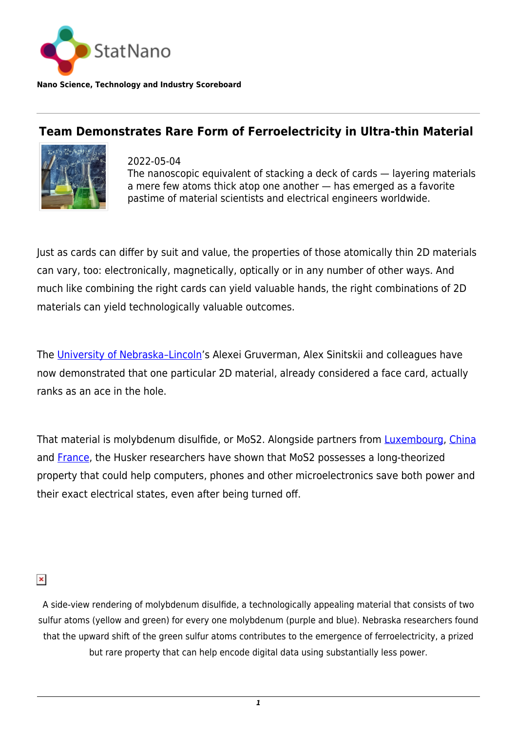StatNano

**Nano Science, Technology and Industry Scoreboard**

---

# Team Demonstrates Rare Form of Ferroelectricity in Ultra-thin Material

2022-05-04

The nanoscopic equivalent of stacking a deck of cards — layering materials a mere few atoms thick atop one another — has emerged as a favorite pastime of material scientists and electrical engineers worldwide.

Just as cards can differ by suit and value, the properties of those atomically thin 2D materials can vary, too: electronically, magnetically, optically or in any number of other ways. And much like combining the right cards can yield valuable hands, the right combinations of 2D materials can yield technologically valuable outcomes.

The University of Nebraska–Lincoln's Alexei Gruverman, Alex Sinitskii and colleagues have now demonstrated that one particular 2D material, already considered a face card, actually ranks as an ace in the hole.

That material is molybdenum disulfide, or MoS2. Alongside partners from Luxembourg, China and France, the Husker researchers have shown that MoS2 possesses a long-theorized property that could help computers, phones and other microelectronics save both power and their exact electrical states, even after being turned off.

A side-view rendering of molybdenum disulfide, a technologically appealing material that consists of two sulfur atoms (yellow and green) for every one molybdenum (purple and blue). Nebraska researchers found that the upward shift of the green sulfur atoms contributes to the emergence of ferroelectricity, a prized but rare property that can help encode digital data using substantially less power.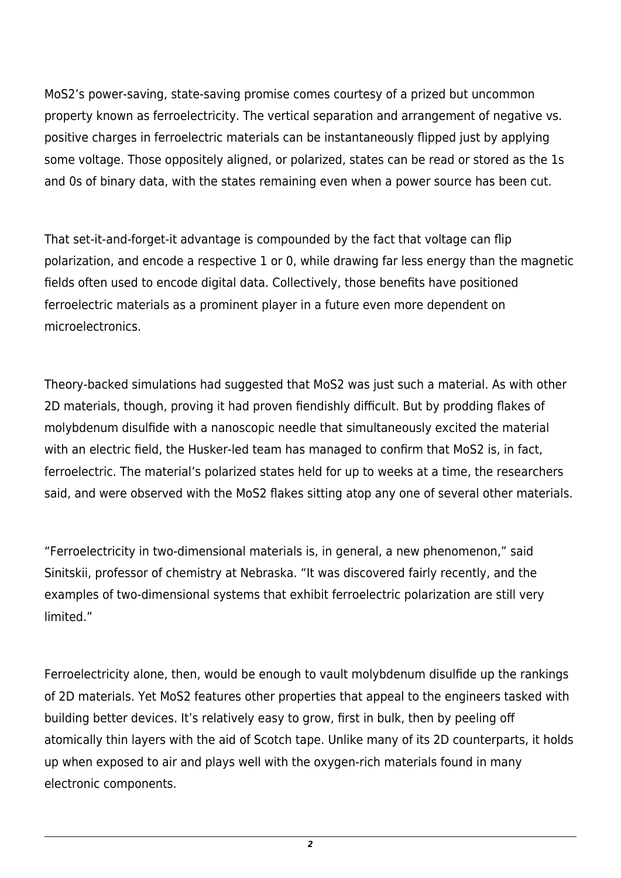$MoS_2$'s power-saving, state-saving promise comes courtesy of a prized but uncommon property known as ferroelectricity. The vertical separation and arrangement of negative vs. positive charges in ferroelectric materials can be instantaneously flipped just by applying some voltage. Those oppositely aligned, or polarized, states can be read or stored as the 1s and 0s of binary data, with the states remaining even when a power source has been cut.

That set-it-and-forget-it advantage is compounded by the fact that voltage can flip polarization, and encode a respective 1 or 0, while drawing far less energy than the magnetic fields often used to encode digital data. Collectively, those benefits have positioned ferroelectric materials as a prominent player in a future even more dependent on microelectronics.

Theory-backed simulations had suggested that $MoS_2$ was just such a material. As with other 2D materials, though, proving it had proven fiendishly difficult. But by prodding flakes of molybdenum disulfide with a nanoscopic needle that simultaneously excited the material with an electric field, the Husker-led team has managed to confirm that $MoS_2$ is, in fact, ferroelectric. The material's polarized states held for up to weeks at a time, the researchers said, and were observed with the $MoS_2$ flakes sitting atop any one of several other materials.

"Ferroelectricity in two-dimensional materials is, in general, a new phenomenon," said Sinitskii, professor of chemistry at Nebraska. "It was discovered fairly recently, and the examples of two-dimensional systems that exhibit ferroelectric polarization are still very limited."

Ferroelectricity alone, then, would be enough to vault molybdenum disulfide up the rankings of 2D materials. Yet $MoS_2$ features other properties that appeal to the engineers tasked with building better devices. It's relatively easy to grow, first in bulk, then by peeling off atomically thin layers with the aid of Scotch tape. Unlike many of its 2D counterparts, it holds up when exposed to air and plays well with the oxygen-rich materials found in many electronic components.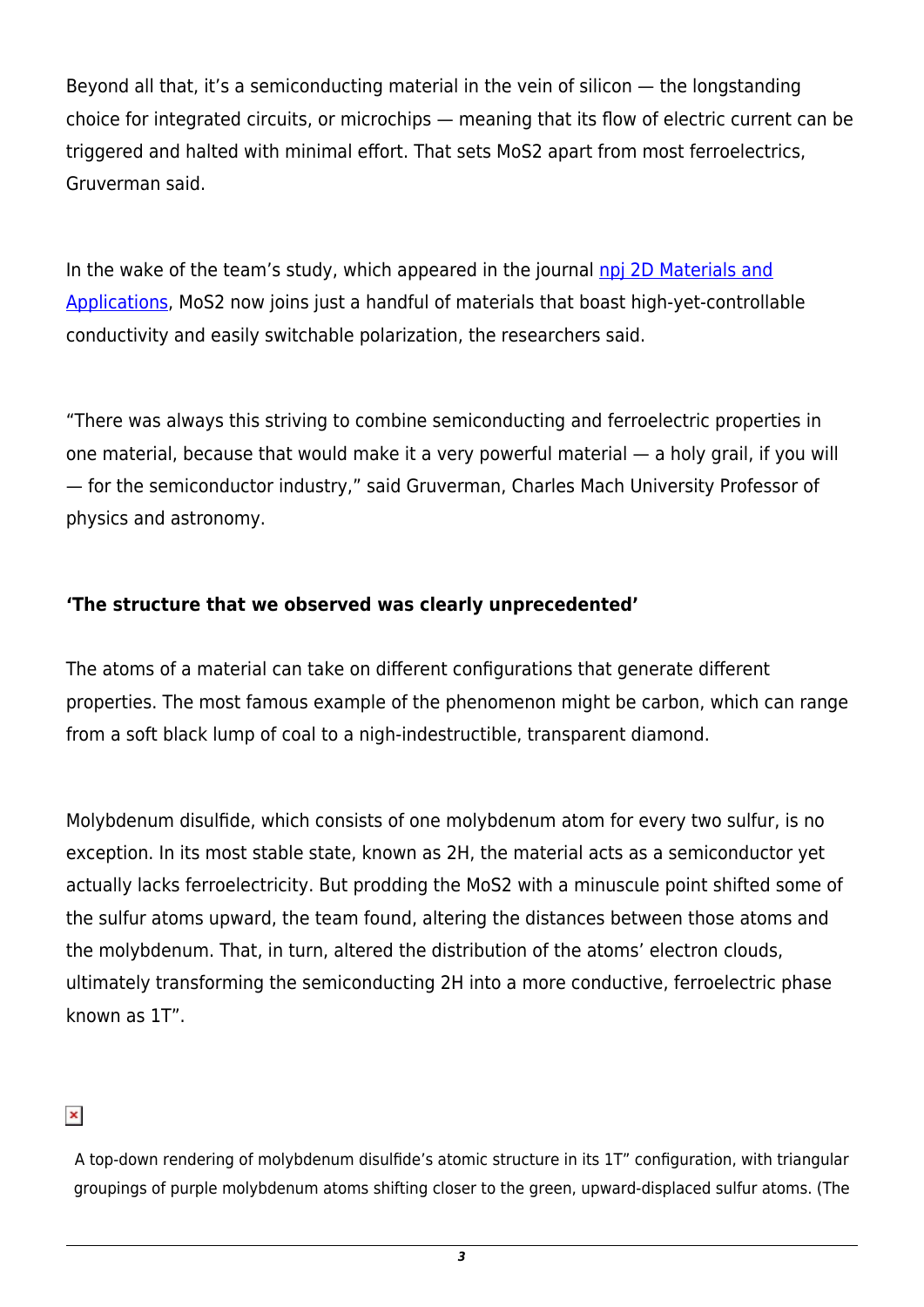Beyond all that, it's a semiconducting material in the vein of silicon — the longstanding choice for integrated circuits, or microchips — meaning that its flow of electric current can be triggered and halted with minimal effort. That sets $MoS_2$ apart from most ferroelectrics, Gruverman said.

In the wake of the team's study, which appeared in the journal [npj 2D Materials and Applications](), $MoS_2$ now joins just a handful of materials that boast high-yet-controllable conductivity and easily switchable polarization, the researchers said.

"There was always this striving to combine semiconducting and ferroelectric properties in one material, because that would make it a very powerful material — a holy grail, if you will — for the semiconductor industry," said Gruverman, Charles Mach University Professor of physics and astronomy.

**'The structure that we observed was clearly unprecedented'**

The atoms of a material can take on different configurations that generate different properties. The most famous example of the phenomenon might be carbon, which can range from a soft black lump of coal to a nigh-indestructible, transparent diamond.

Molybdenum disulfide, which consists of one molybdenum atom for every two sulfur, is no exception. In its most stable state, known as 2H, the material acts as a semiconductor yet actually lacks ferroelectricity. But prodding the $MoS_2$ with a minuscule point shifted some of the sulfur atoms upward, the team found, altering the distances between those atoms and the molybdenum. That, in turn, altered the distribution of the atoms' electron clouds, ultimately transforming the semiconducting 2H into a more conductive, ferroelectric phase known as 1T".

A top-down rendering of molybdenum disulfide's atomic structure in its 1T" configuration, with triangular groupings of purple molybdenum atoms shifting closer to the green, upward-displaced sulfur atoms. (The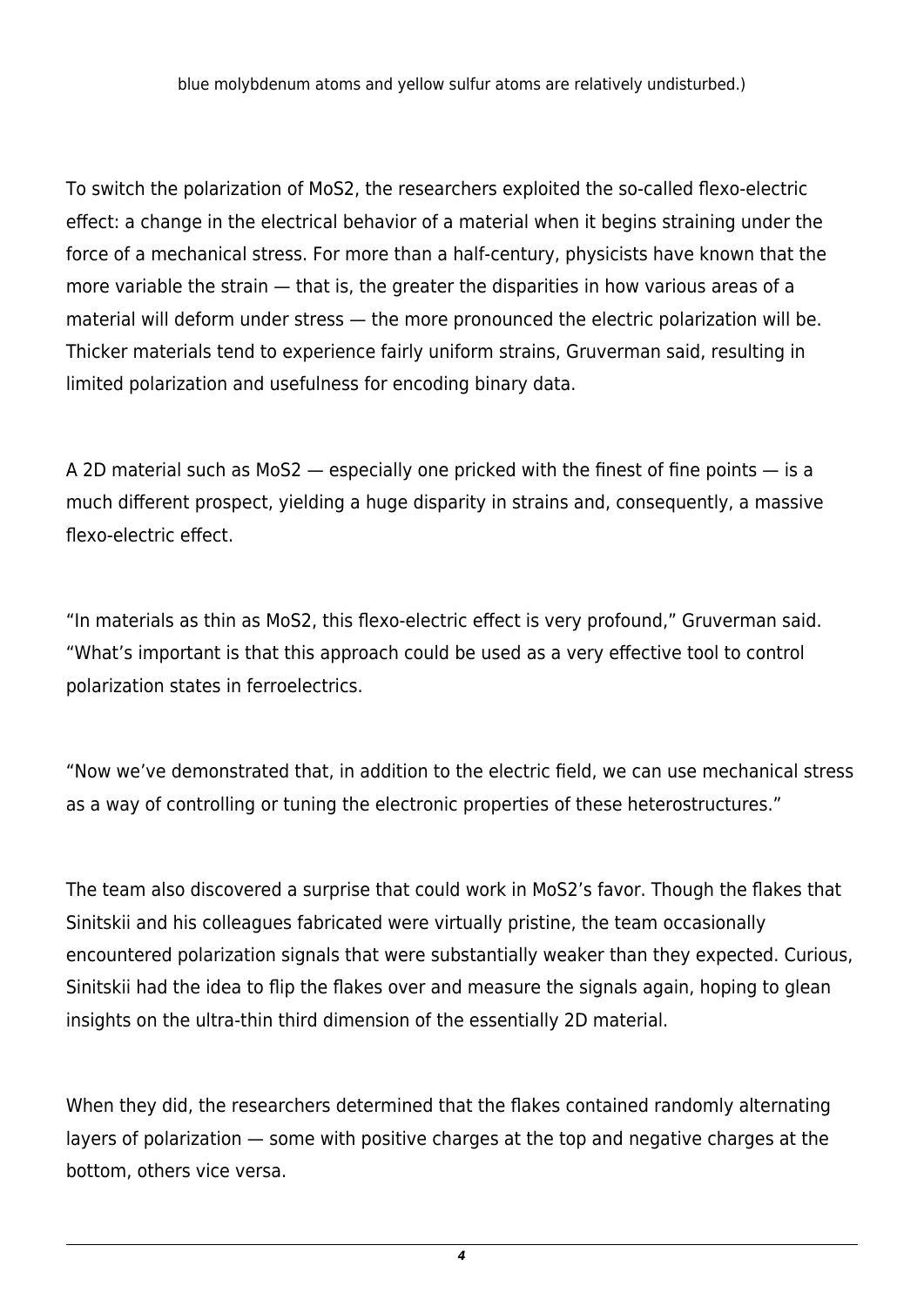blue molybdenum atoms and yellow sulfur atoms are relatively undisturbed.)

To switch the polarization of $MoS_2$, the researchers exploited the so-called flexo-electric effect: a change in the electrical behavior of a material when it begins straining under the force of a mechanical stress. For more than a half-century, physicists have known that the more variable the strain — that is, the greater the disparities in how various areas of a material will deform under stress — the more pronounced the electric polarization will be. Thicker materials tend to experience fairly uniform strains, Gruverman said, resulting in limited polarization and usefulness for encoding binary data.

A 2D material such as $MoS_2$ — especially one pricked with the finest of fine points — is a much different prospect, yielding a huge disparity in strains and, consequently, a massive flexo-electric effect.

"In materials as thin as $MoS_2$, this flexo-electric effect is very profound," Gruverman said. "What's important is that this approach could be used as a very effective tool to control polarization states in ferroelectrics.

"Now we've demonstrated that, in addition to the electric field, we can use mechanical stress as a way of controlling or tuning the electronic properties of these heterostructures."

The team also discovered a surprise that could work in $MoS_2$'s favor. Though the flakes that Sinitskii and his colleagues fabricated were virtually pristine, the team occasionally encountered polarization signals that were substantially weaker than they expected. Curious, Sinitskii had the idea to flip the flakes over and measure the signals again, hoping to glean insights on the ultra-thin third dimension of the essentially 2D material.

When they did, the researchers determined that the flakes contained randomly alternating layers of polarization — some with positive charges at the top and negative charges at the bottom, others vice versa.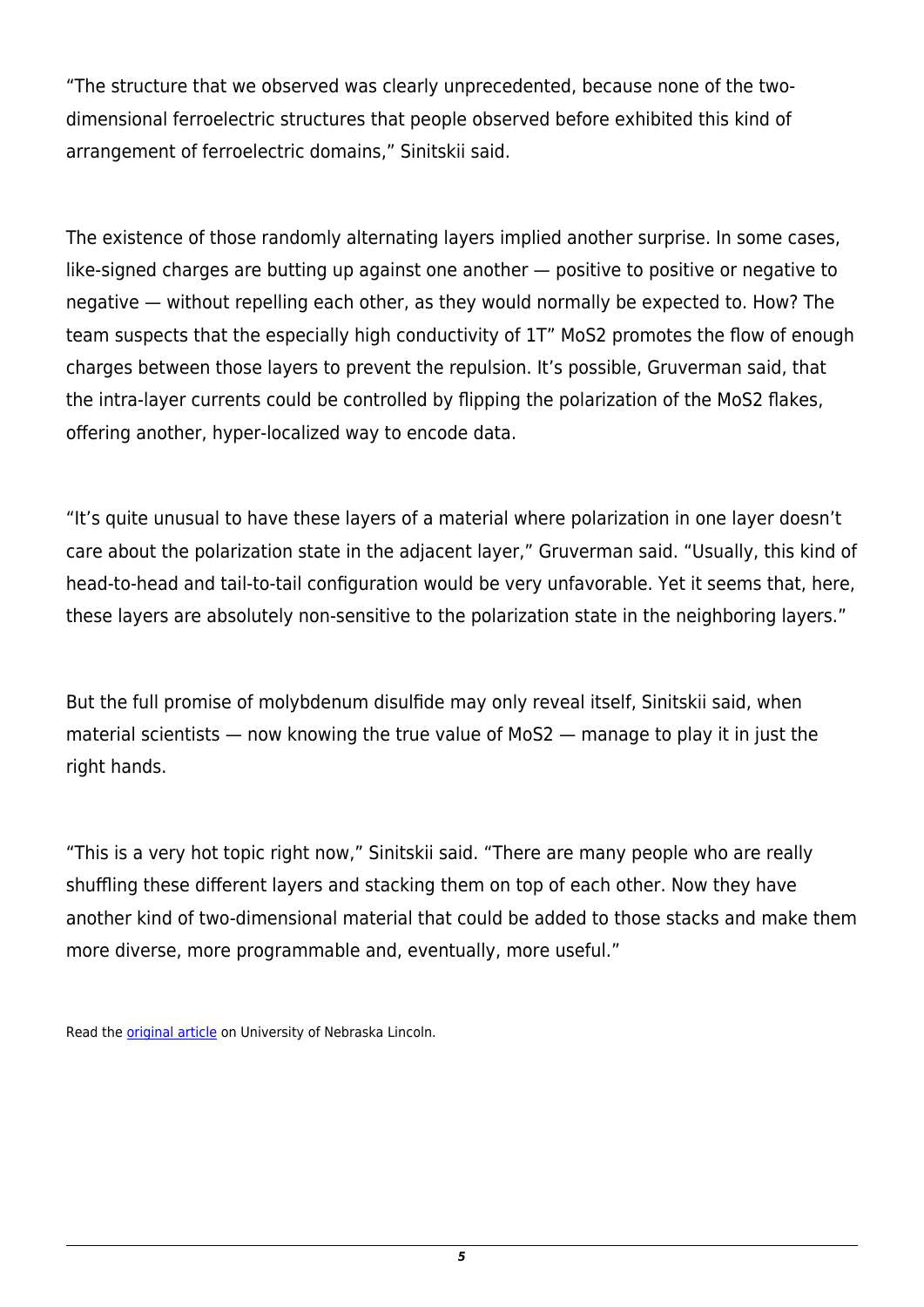"The structure that we observed was clearly unprecedented, because none of the two-dimensional ferroelectric structures that people observed before exhibited this kind of arrangement of ferroelectric domains," Sinitskii said.

The existence of those randomly alternating layers implied another surprise. In some cases, like-signed charges are butting up against one another — positive to positive or negative to negative — without repelling each other, as they would normally be expected to. How? The team suspects that the especially high conductivity of 1T" $MoS_2$ promotes the flow of enough charges between those layers to prevent the repulsion. It's possible, Gruverman said, that the intra-layer currents could be controlled by flipping the polarization of the $MoS_2$ flakes, offering another, hyper-localized way to encode data.

"It's quite unusual to have these layers of a material where polarization in one layer doesn't care about the polarization state in the adjacent layer," Gruverman said. "Usually, this kind of head-to-head and tail-to-tail configuration would be very unfavorable. Yet it seems that, here, these layers are absolutely non-sensitive to the polarization state in the neighboring layers."

But the full promise of molybdenum disulfide may only reveal itself, Sinitskii said, when material scientists — now knowing the true value of $MoS_2$ — manage to play it in just the right hands.

"This is a very hot topic right now," Sinitskii said. "There are many people who are really shuffling these different layers and stacking them on top of each other. Now they have another kind of two-dimensional material that could be added to those stacks and make them more diverse, more programmable and, eventually, more useful."

Read the original article on University of Nebraska Lincoln.